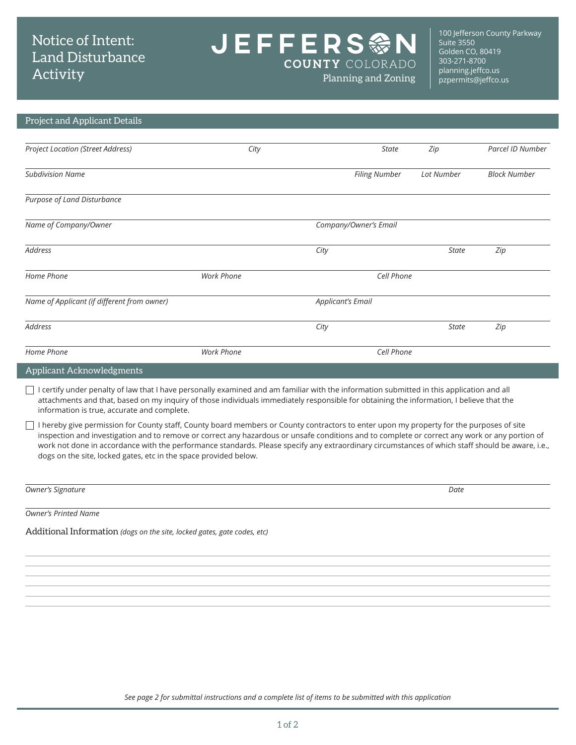# Notice of Intent: Land Disturbance Activity

**JEFFERSON COUNTY COLORADO**
Planning and Zoning

100 Jefferson County Parkway
Suite 3550
Golden CO, 80419
303-271-8700
planning.jeffco.us
pzpermits@jeffco.us

## Project and Applicant Details

| *Project Location (Street Address)* | *City* | *State* | *Zip* | *Parcel ID Number* |
|---|---|---|---|---|
| | | | | |

| *Subdivision Name* | *Filing Number* | *Lot Number* | *Block Number* |
|---|---|---|---|
| | | | |

*Purpose of Land Disturbance*

| *Name of Company/Owner* | *Company/Owner's Email* |
|---|---|
| | |

| *Address* | *City* | *State* | *Zip* |
|---|---|---|---|
| | | | |

| *Home Phone* | *Work Phone* | *Cell Phone* |
|---|---|---|
| | | |

| *Name of Applicant (if different from owner)* | *Applicant's Email* |
|---|---|
| | |

| *Address* | *City* | *State* | *Zip* |
|---|---|---|---|
| | | | |

| *Home Phone* | *Work Phone* | *Cell Phone* |
|---|---|---|
| | | |

## Applicant Acknowledgments

- ☐ I certify under penalty of law that I have personally examined and am familiar with the information submitted in this application and all attachments and that, based on my inquiry of those individuals immediately responsible for obtaining the information, I believe that the information is true, accurate and complete.
- ☐ I hereby give permission for County staff, County board members or County contractors to enter upon my property for the purposes of site inspection and investigation and to remove or correct any hazardous or unsafe conditions and to complete or correct any work or any portion of work not done in accordance with the performance standards. Please specify any extraordinary circumstances of which staff should be aware, i.e., dogs on the site, locked gates, etc in the space provided below.

| *Owner's Signature* | *Date* |
|---|---|
| | |

*Owner's Printed Name*

Additional Information *(dogs on the site, locked gates, gate codes, etc)*

*See page 2 for submittal instructions and a complete list of items to be submitted with this application*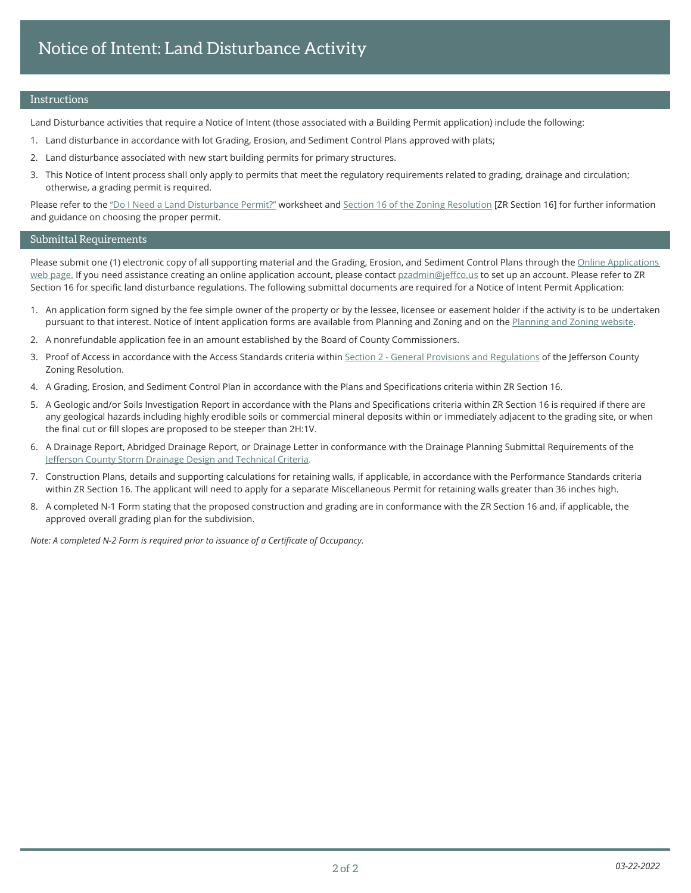# Notice of Intent: Land Disturbance Activity

## Instructions

Land Disturbance activities that require a Notice of Intent (those associated with a Building Permit application) include the following:

1. Land disturbance in accordance with lot Grading, Erosion, and Sediment Control Plans approved with plats;
2. Land disturbance associated with new start building permits for primary structures.
3. This Notice of Intent process shall only apply to permits that meet the regulatory requirements related to grading, drainage and circulation; otherwise, a grading permit is required.

Please refer to the "Do I Need a Land Disturbance Permit?" worksheet and Section 16 of the Zoning Resolution [ZR Section 16] for further information and guidance on choosing the proper permit.

## Submittal Requirements

Please submit one (1) electronic copy of all supporting material and the Grading, Erosion, and Sediment Control Plans through the Online Applications web page. If you need assistance creating an online application account, please contact pzadmin@jeffco.us to set up an account. Please refer to ZR Section 16 for specific land disturbance regulations. The following submittal documents are required for a Notice of Intent Permit Application:

1. An application form signed by the fee simple owner of the property or by the lessee, licensee or easement holder if the activity is to be undertaken pursuant to that interest. Notice of Intent application forms are available from Planning and Zoning and on the Planning and Zoning website.
2. A nonrefundable application fee in an amount established by the Board of County Commissioners.
3. Proof of Access in accordance with the Access Standards criteria within Section 2 - General Provisions and Regulations of the Jefferson County Zoning Resolution.
4. A Grading, Erosion, and Sediment Control Plan in accordance with the Plans and Specifications criteria within ZR Section 16.
5. A Geologic and/or Soils Investigation Report in accordance with the Plans and Specifications criteria within ZR Section 16 is required if there are any geological hazards including highly erodible soils or commercial mineral deposits within or immediately adjacent to the grading site, or when the final cut or fill slopes are proposed to be steeper than 2H:1V.
6. A Drainage Report, Abridged Drainage Report, or Drainage Letter in conformance with the Drainage Planning Submittal Requirements of the Jefferson County Storm Drainage Design and Technical Criteria.
7. Construction Plans, details and supporting calculations for retaining walls, if applicable, in accordance with the Performance Standards criteria within ZR Section 16. The applicant will need to apply for a separate Miscellaneous Permit for retaining walls greater than 36 inches high.
8. A completed N-1 Form stating that the proposed construction and grading are in conformance with the ZR Section 16 and, if applicable, the approved overall grading plan for the subdivision.

*Note: A completed N-2 Form is required prior to issuance of a Certificate of Occupancy.*

*03-22-2022*